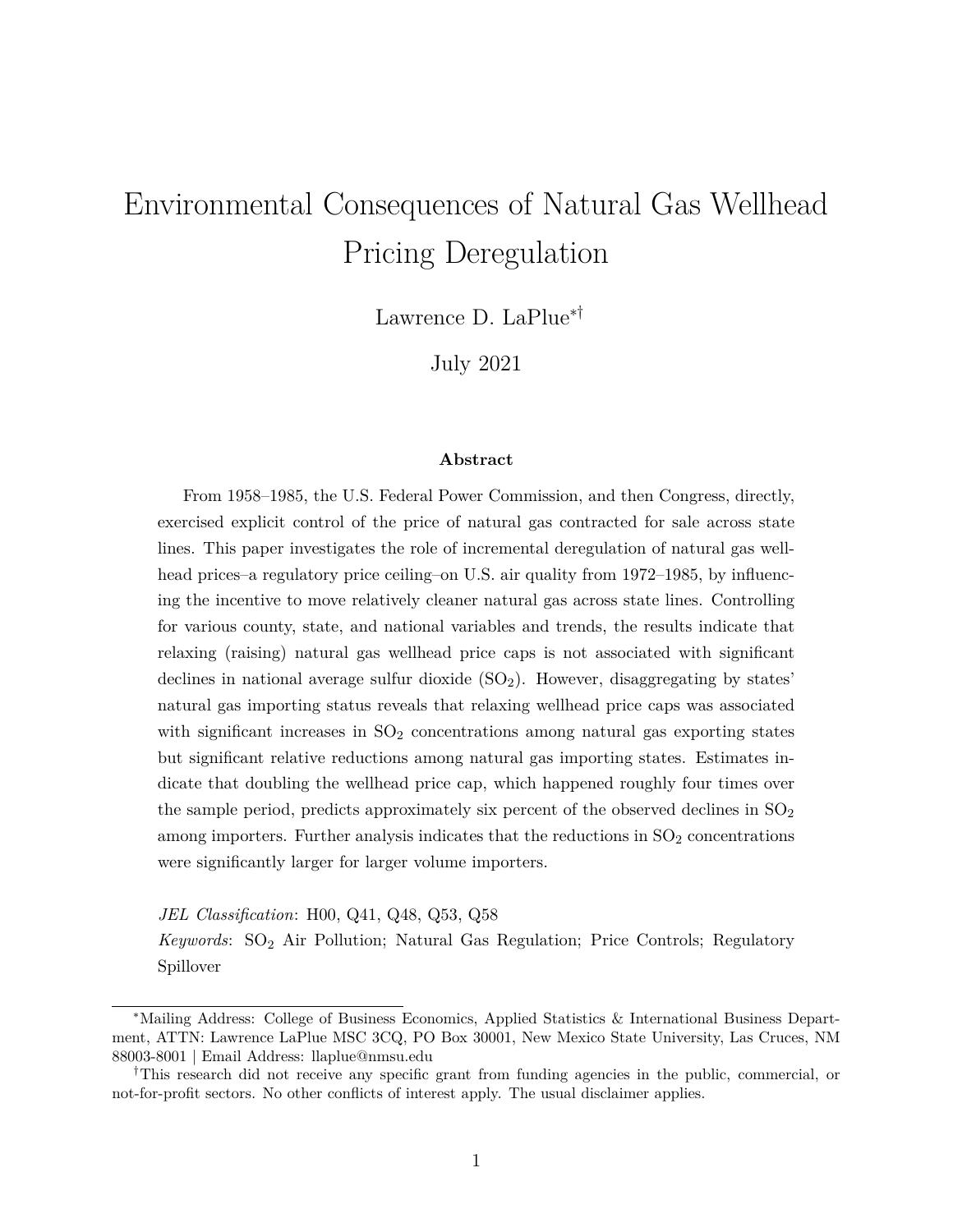# Environmental Consequences of Natural Gas Wellhead Pricing Deregulation

Lawrence D. LaPlue[*,†]

July 2021

### Abstract

From 1958–1985, the U.S. Federal Power Commission, and then Congress, directly, exercised explicit control of the price of natural gas contracted for sale across state lines. This paper investigates the role of incremental deregulation of natural gas wellhead prices–a regulatory price ceiling–on U.S. air quality from 1972–1985, by influencing the incentive to move relatively cleaner natural gas across state lines. Controlling for various county, state, and national variables and trends, the results indicate that relaxing (raising) natural gas wellhead price caps is not associated with significant declines in national average sulfur dioxide ($SO_2$). However, disaggregating by states' natural gas importing status reveals that relaxing wellhead price caps was associated with significant increases in $SO_2$ concentrations among natural gas exporting states but significant relative reductions among natural gas importing states. Estimates indicate that doubling the wellhead price cap, which happened roughly four times over the sample period, predicts approximately six percent of the observed declines in $SO_2$ among importers. Further analysis indicates that the reductions in $SO_2$ concentrations were significantly larger for larger volume importers.

*JEL Classification*: H00, Q41, Q48, Q53, Q58

*Keywords*: $SO_2$ Air Pollution; Natural Gas Regulation; Price Controls; Regulatory Spillover

[*]Mailing Address: College of Business Economics, Applied Statistics & International Business Department, ATTN: Lawrence LaPlue MSC 3CQ, PO Box 30001, New Mexico State University, Las Cruces, NM 88003-8001 | Email Address: llaplue@nmsu.edu

[†]This research did not receive any specific grant from funding agencies in the public, commercial, or not-for-profit sectors. No other conflicts of interest apply. The usual disclaimer applies.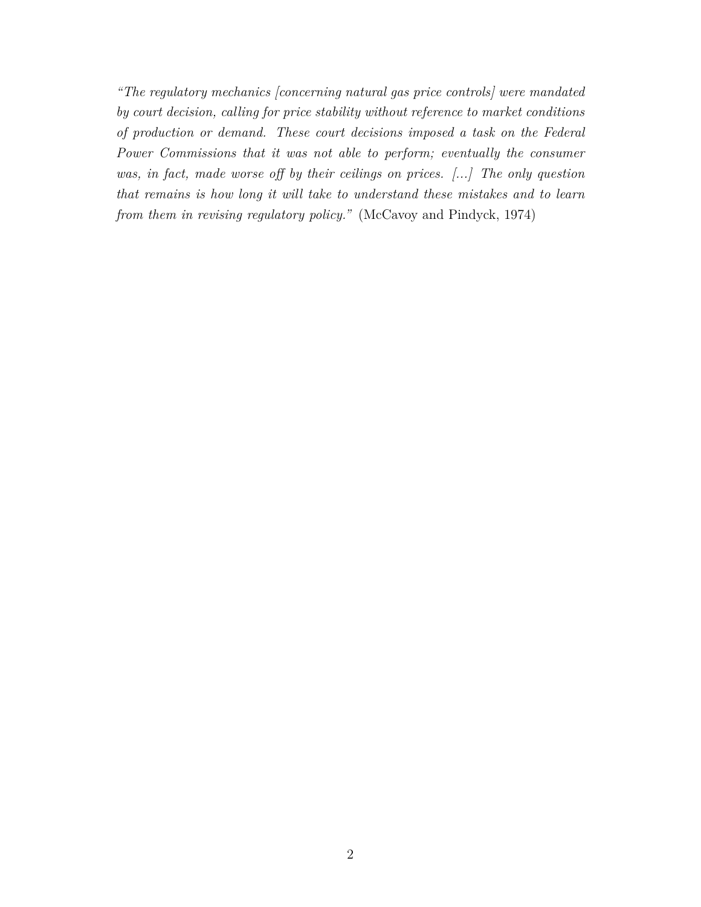*"The regulatory mechanics [concerning natural gas price controls] were mandated by court decision, calling for price stability without reference to market conditions of production or demand. These court decisions imposed a task on the Federal Power Commissions that it was not able to perform; eventually the consumer was, in fact, made worse off by their ceilings on prices. [...] The only question that remains is how long it will take to understand these mistakes and to learn from them in revising regulatory policy."* (McCavoy and Pindyck, 1974)